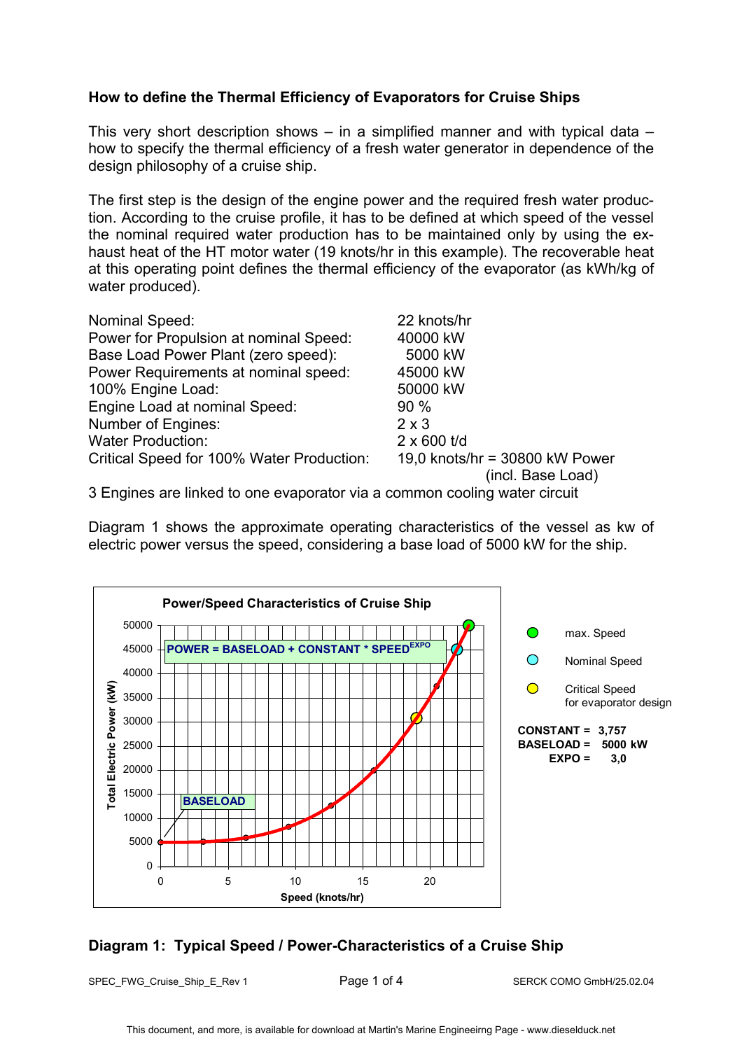## How to define the Thermal Efficiency of Evaporators for Cruise Ships

This very short description shows – in a simplified manner and with typical data – how to specify the thermal efficiency of a fresh water generator in dependence of the design philosophy of a cruise ship.

The first step is the design of the engine power and the required fresh water production. According to the cruise profile, it has to be defined at which speed of the vessel the nominal required water production has to be maintained only by using the exhaust heat of the HT motor water (19 knots/hr in this example). The recoverable heat at this operating point defines the thermal efficiency of the evaporator (as kWh/kg of water produced).

| | |
|---|---|
| Nominal Speed: | 22 knots/hr |
| Power for Propulsion at nominal Speed: | 40000 kW |
| Base Load Power Plant (zero speed): | 5000 kW |
| Power Requirements at nominal speed: | 45000 kW |
| 100% Engine Load: | 50000 kW |
| Engine Load at nominal Speed: | 90 % |
| Number of Engines: | 2 x 3 |
| Water Production: | 2 x 600 t/d |
| Critical Speed for 100% Water Production: | 19,0 knots/hr = 30800 kW Power (incl. Base Load) |

3 Engines are linked to one evaporator via a common cooling water circuit

Diagram 1 shows the approximate operating characteristics of the vessel as kw of electric power versus the speed, considering a base load of 5000 kW for the ship.

**Power/Speed Characteristics of Cruise Ship**

POWER = BASELOAD + CONSTANT * SPEED$^{EXPO}$

- max. Speed
- Nominal Speed
- Critical Speed for evaporator design

CONSTANT = 3,757
BASELOAD = 5000 kW
EXPO = 3,0

**Diagram 1: Typical Speed / Power-Characteristics of a Cruise Ship**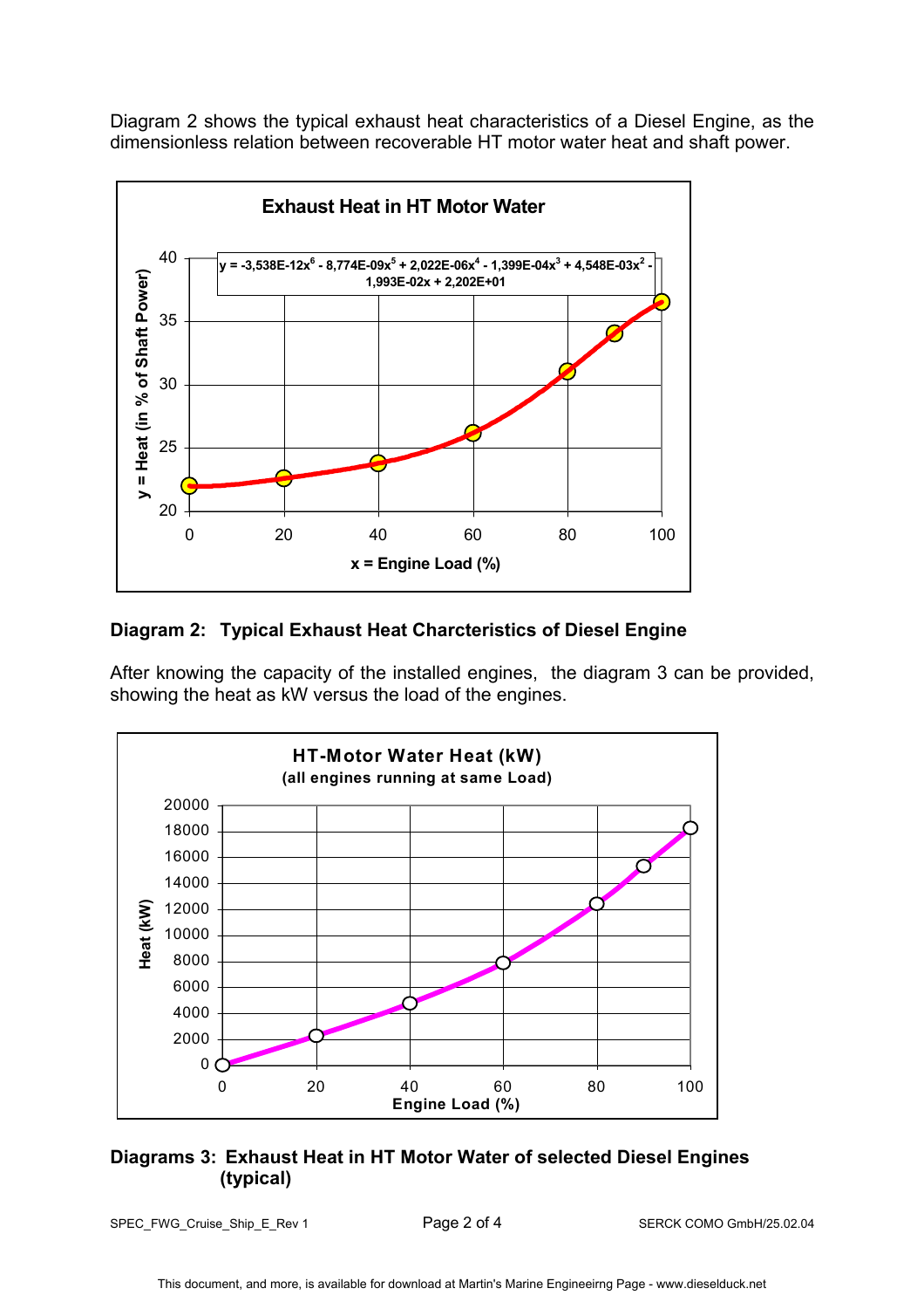Diagram 2 shows the typical exhaust heat characteristics of a Diesel Engine, as the dimensionless relation between recoverable HT motor water heat and shaft power.

**Diagram 2: Typical Exhaust Heat Charcteristics of Diesel Engine**

After knowing the capacity of the installed engines, the diagram 3 can be provided, showing the heat as kW versus the load of the engines.

**Diagrams 3: Exhaust Heat in HT Motor Water of selected Diesel Engines (typical)**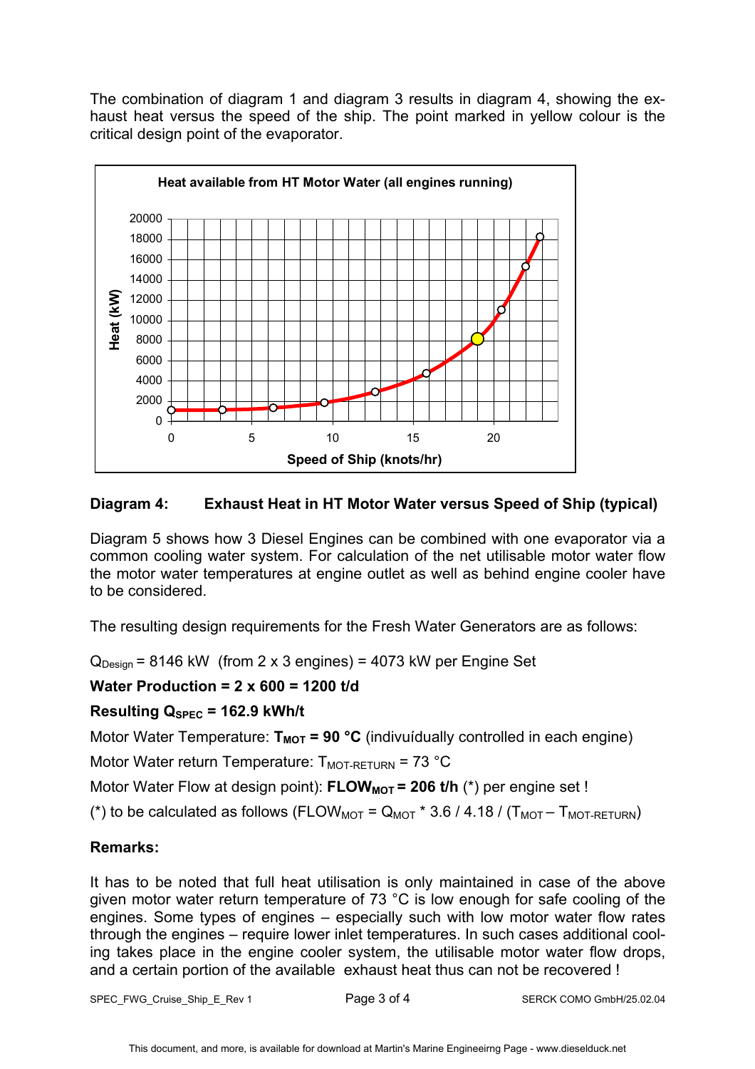The combination of diagram 1 and diagram 3 results in diagram 4, showing the exhaust heat versus the speed of the ship. The point marked in yellow colour is the critical design point of the evaporator.

**Diagram 4: Exhaust Heat in HT Motor Water versus Speed of Ship (typical)**

Diagram 5 shows how 3 Diesel Engines can be combined with one evaporator via a common cooling water system. For calculation of the net utilisable motor water flow the motor water temperatures at engine outlet as well as behind engine cooler have to be considered.

The resulting design requirements for the Fresh Water Generators are as follows:

$Q_{Design}$ = 8146 kW (from 2 x 3 engines) = 4073 kW per Engine Set

**Water Production = 2 x 600 = 1200 t/d**

**Resulting $Q_{SPEC}$ = 162.9 kWh/t**

Motor Water Temperature: **$T_{MOT}$ = 90 °C** (indivuídually controlled in each engine)

Motor Water return Temperature: $T_{MOT-RETURN}$ = 73 °C

Motor Water Flow at design point): **$FLOW_{MOT}$ = 206 t/h** (*) per engine set !

(*) to be calculated as follows ($FLOW_{MOT} = Q_{MOT} * 3.6 / 4.18 / (T_{MOT} - T_{MOT-RETURN})$)

**Remarks:**

It has to be noted that full heat utilisation is only maintained in case of the above given motor water return temperature of 73 °C is low enough for safe cooling of the engines. Some types of engines – especially such with low motor water flow rates through the engines – require lower inlet temperatures. In such cases additional cooling takes place in the engine cooler system, the utilisable motor water flow drops, and a certain portion of the available exhaust heat thus can not be recovered !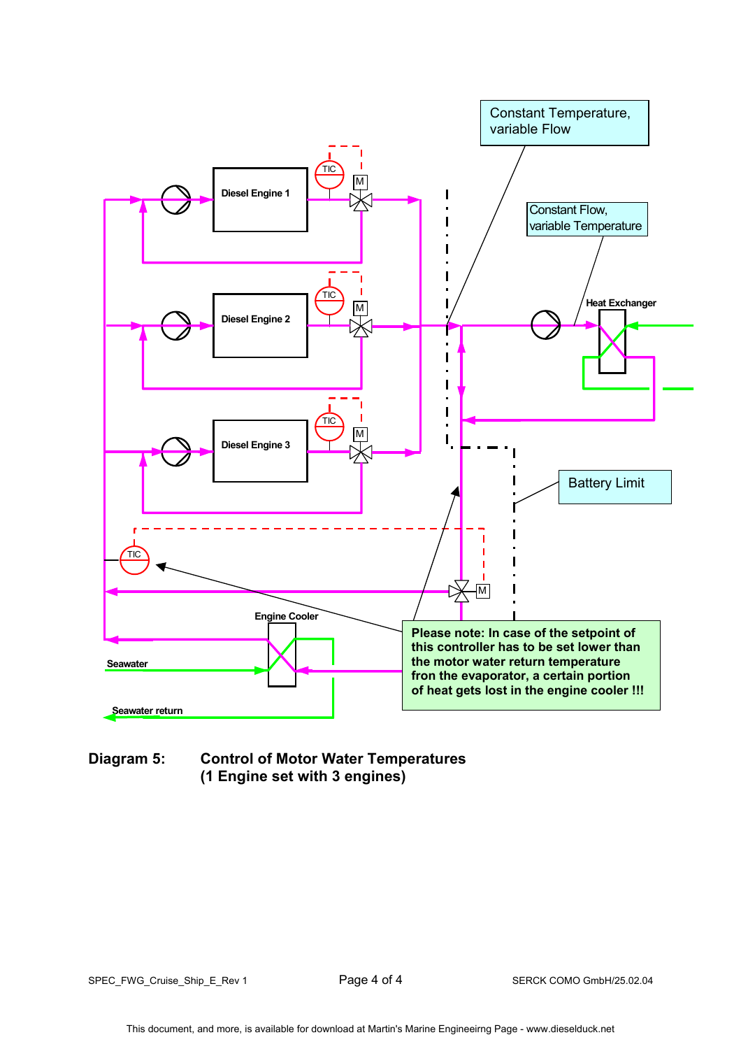Constant Temperature, variable Flow

Constant Flow, variable Temperature

Heat Exchanger

TIC

M

Diesel Engine 1

Diesel Engine 2

Diesel Engine 3

Battery Limit

Engine Cooler

Seawater

Seawater return

**Please note: In case of the setpoint of this controller has to be set lower than the motor water return temperature fron the evaporator, a certain portion of heat gets lost in the engine cooler !!!**

**Diagram 5: Control of Motor Water Temperatures (1 Engine set with 3 engines)**

SPEC_FWG_Cruise_Ship_E_Rev 1

SERCK COMO GmbH/25.02.04

This document, and more, is available for download at Martin's Marine Engineeirng Page - www.dieselduck.net